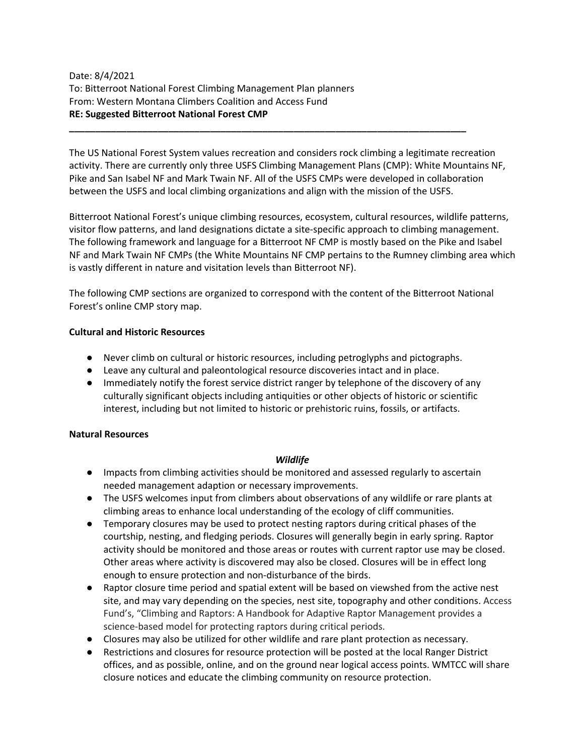Date: 8/4/2021
To: Bitterroot National Forest Climbing Management Plan planners
From: Western Montana Climbers Coalition and Access Fund
**RE: Suggested Bitterroot National Forest CMP**

---

The US National Forest System values recreation and considers rock climbing a legitimate recreation activity. There are currently only three USFS Climbing Management Plans (CMP): White Mountains NF, Pike and San Isabel NF and Mark Twain NF. All of the USFS CMPs were developed in collaboration between the USFS and local climbing organizations and align with the mission of the USFS.

Bitterroot National Forest's unique climbing resources, ecosystem, cultural resources, wildlife patterns, visitor flow patterns, and land designations dictate a site-specific approach to climbing management. The following framework and language for a Bitterroot NF CMP is mostly based on the Pike and Isabel NF and Mark Twain NF CMPs (the White Mountains NF CMP pertains to the Rumney climbing area which is vastly different in nature and visitation levels than Bitterroot NF).

The following CMP sections are organized to correspond with the content of the Bitterroot National Forest's online CMP story map.

**Cultural and Historic Resources**

- Never climb on cultural or historic resources, including petroglyphs and pictographs.
- Leave any cultural and paleontological resource discoveries intact and in place.
- Immediately notify the forest service district ranger by telephone of the discovery of any culturally significant objects including antiquities or other objects of historic or scientific interest, including but not limited to historic or prehistoric ruins, fossils, or artifacts.

**Natural Resources**

***Wildlife***

- Impacts from climbing activities should be monitored and assessed regularly to ascertain needed management adaption or necessary improvements.
- The USFS welcomes input from climbers about observations of any wildlife or rare plants at climbing areas to enhance local understanding of the ecology of cliff communities.
- Temporary closures may be used to protect nesting raptors during critical phases of the courtship, nesting, and fledging periods. Closures will generally begin in early spring. Raptor activity should be monitored and those areas or routes with current raptor use may be closed. Other areas where activity is discovered may also be closed. Closures will be in effect long enough to ensure protection and non-disturbance of the birds.
- Raptor closure time period and spatial extent will be based on viewshed from the active nest site, and may vary depending on the species, nest site, topography and other conditions. Access Fund's, "Climbing and Raptors: A Handbook for Adaptive Raptor Management provides a science-based model for protecting raptors during critical periods.
- Closures may also be utilized for other wildlife and rare plant protection as necessary.
- Restrictions and closures for resource protection will be posted at the local Ranger District offices, and as possible, online, and on the ground near logical access points. WMTCC will share closure notices and educate the climbing community on resource protection.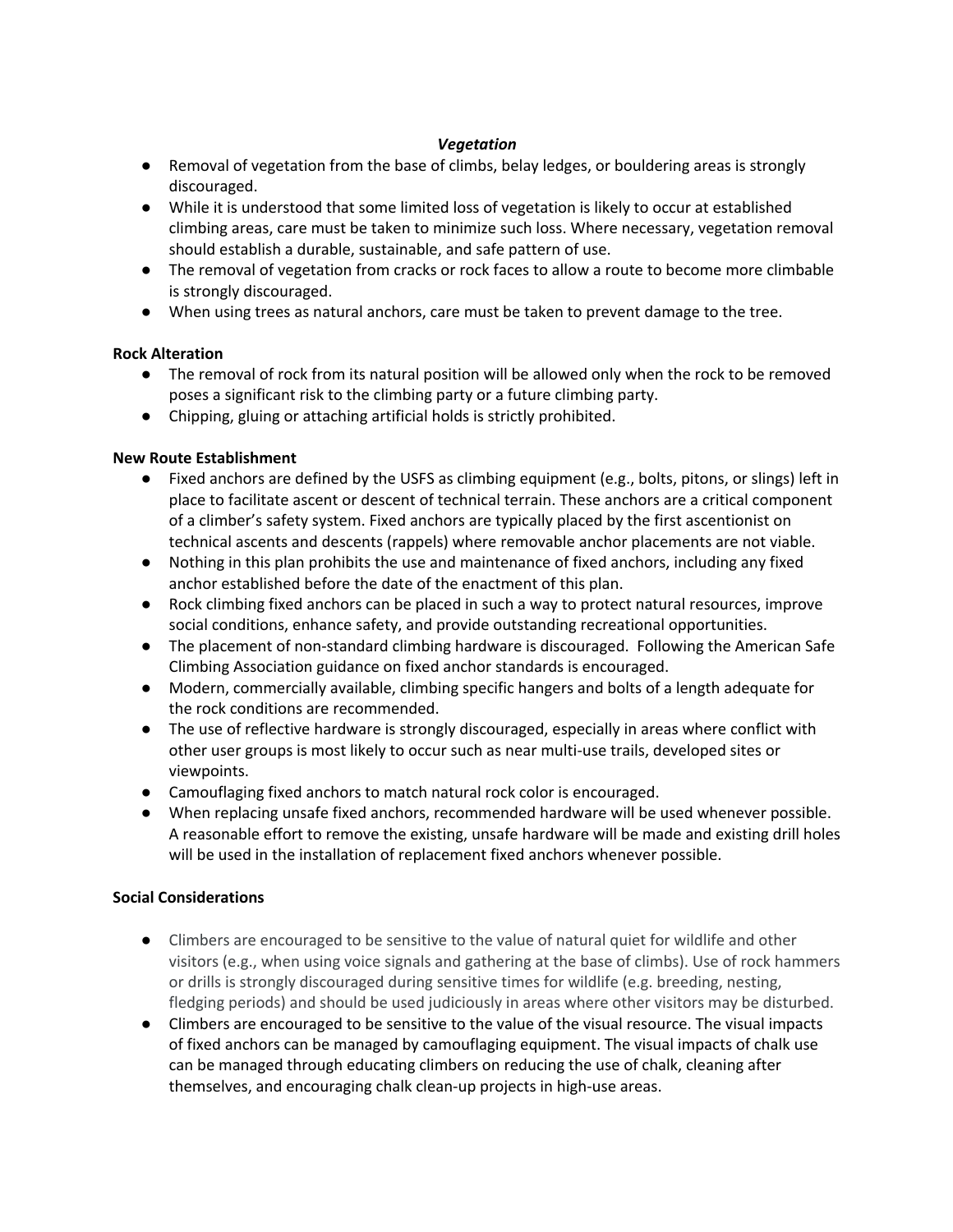***Vegetation***

- Removal of vegetation from the base of climbs, belay ledges, or bouldering areas is strongly discouraged.
- While it is understood that some limited loss of vegetation is likely to occur at established climbing areas, care must be taken to minimize such loss. Where necessary, vegetation removal should establish a durable, sustainable, and safe pattern of use.
- The removal of vegetation from cracks or rock faces to allow a route to become more climbable is strongly discouraged.
- When using trees as natural anchors, care must be taken to prevent damage to the tree.

**Rock Alteration**

- The removal of rock from its natural position will be allowed only when the rock to be removed poses a significant risk to the climbing party or a future climbing party.
- Chipping, gluing or attaching artificial holds is strictly prohibited.

**New Route Establishment**

- Fixed anchors are defined by the USFS as climbing equipment (e.g., bolts, pitons, or slings) left in place to facilitate ascent or descent of technical terrain. These anchors are a critical component of a climber's safety system. Fixed anchors are typically placed by the first ascentionist on technical ascents and descents (rappels) where removable anchor placements are not viable.
- Nothing in this plan prohibits the use and maintenance of fixed anchors, including any fixed anchor established before the date of the enactment of this plan.
- Rock climbing fixed anchors can be placed in such a way to protect natural resources, improve social conditions, enhance safety, and provide outstanding recreational opportunities.
- The placement of non-standard climbing hardware is discouraged. Following the American Safe Climbing Association guidance on fixed anchor standards is encouraged.
- Modern, commercially available, climbing specific hangers and bolts of a length adequate for the rock conditions are recommended.
- The use of reflective hardware is strongly discouraged, especially in areas where conflict with other user groups is most likely to occur such as near multi-use trails, developed sites or viewpoints.
- Camouflaging fixed anchors to match natural rock color is encouraged.
- When replacing unsafe fixed anchors, recommended hardware will be used whenever possible. A reasonable effort to remove the existing, unsafe hardware will be made and existing drill holes will be used in the installation of replacement fixed anchors whenever possible.

**Social Considerations**

- Climbers are encouraged to be sensitive to the value of natural quiet for wildlife and other visitors (e.g., when using voice signals and gathering at the base of climbs). Use of rock hammers or drills is strongly discouraged during sensitive times for wildlife (e.g. breeding, nesting, fledging periods) and should be used judiciously in areas where other visitors may be disturbed.
- Climbers are encouraged to be sensitive to the value of the visual resource. The visual impacts of fixed anchors can be managed by camouflaging equipment. The visual impacts of chalk use can be managed through educating climbers on reducing the use of chalk, cleaning after themselves, and encouraging chalk clean-up projects in high-use areas.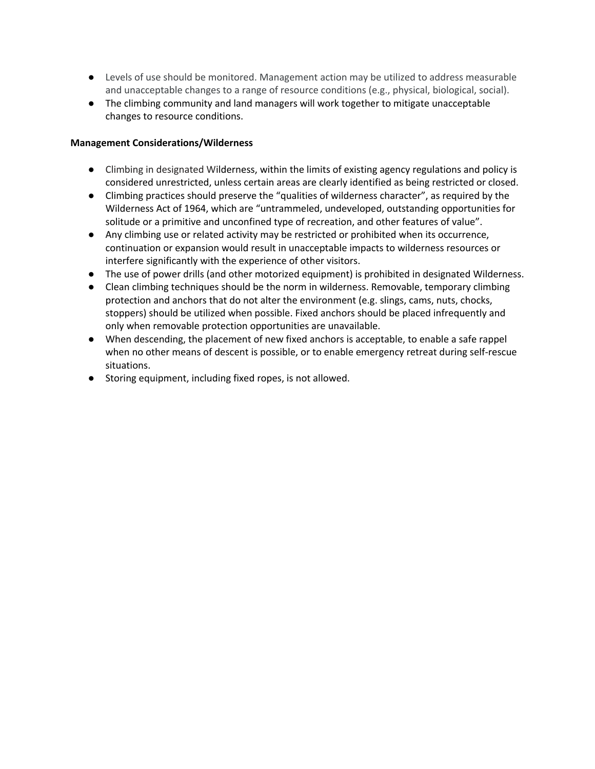- Levels of use should be monitored. Management action may be utilized to address measurable and unacceptable changes to a range of resource conditions (e.g., physical, biological, social).
- The climbing community and land managers will work together to mitigate unacceptable changes to resource conditions.

**Management Considerations/Wilderness**

- Climbing in designated Wilderness, within the limits of existing agency regulations and policy is considered unrestricted, unless certain areas are clearly identified as being restricted or closed.
- Climbing practices should preserve the "qualities of wilderness character", as required by the Wilderness Act of 1964, which are "untrammeled, undeveloped, outstanding opportunities for solitude or a primitive and unconfined type of recreation, and other features of value".
- Any climbing use or related activity may be restricted or prohibited when its occurrence, continuation or expansion would result in unacceptable impacts to wilderness resources or interfere significantly with the experience of other visitors.
- The use of power drills (and other motorized equipment) is prohibited in designated Wilderness.
- Clean climbing techniques should be the norm in wilderness. Removable, temporary climbing protection and anchors that do not alter the environment (e.g. slings, cams, nuts, chocks, stoppers) should be utilized when possible. Fixed anchors should be placed infrequently and only when removable protection opportunities are unavailable.
- When descending, the placement of new fixed anchors is acceptable, to enable a safe rappel when no other means of descent is possible, or to enable emergency retreat during self-rescue situations.
- Storing equipment, including fixed ropes, is not allowed.